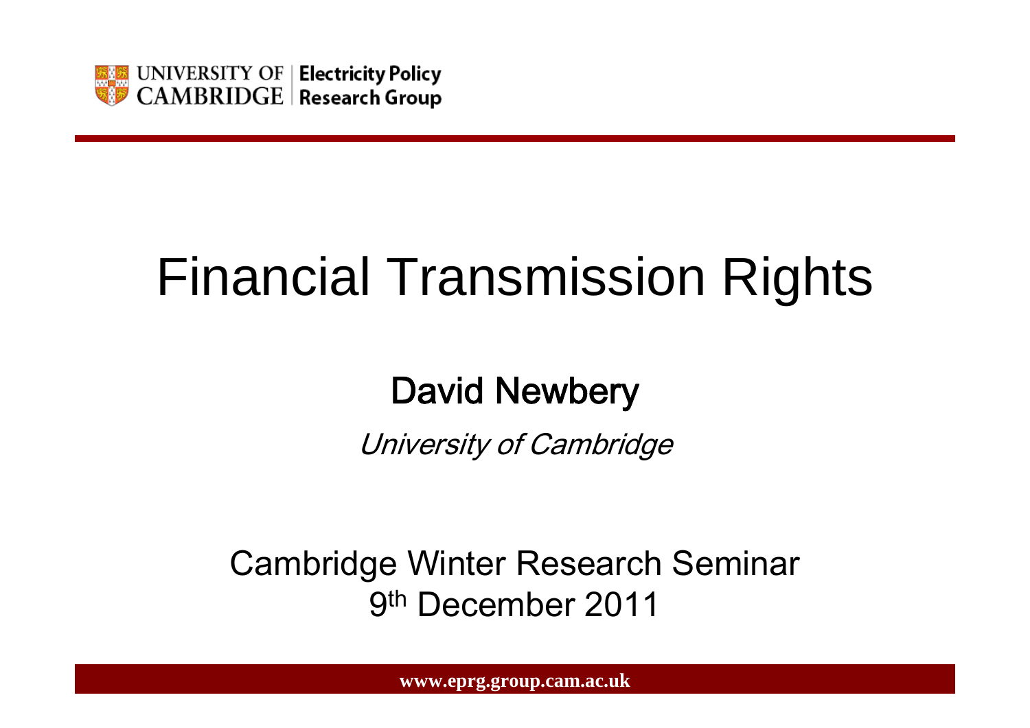UNIVERSITY OF CAMBRIDGE | Electricity Policy Research Group

# Financial Transmission Rights

## David Newbery

*University of Cambridge*

Cambridge Winter Research Seminar
9th December 2011

www.eprg.group.cam.ac.uk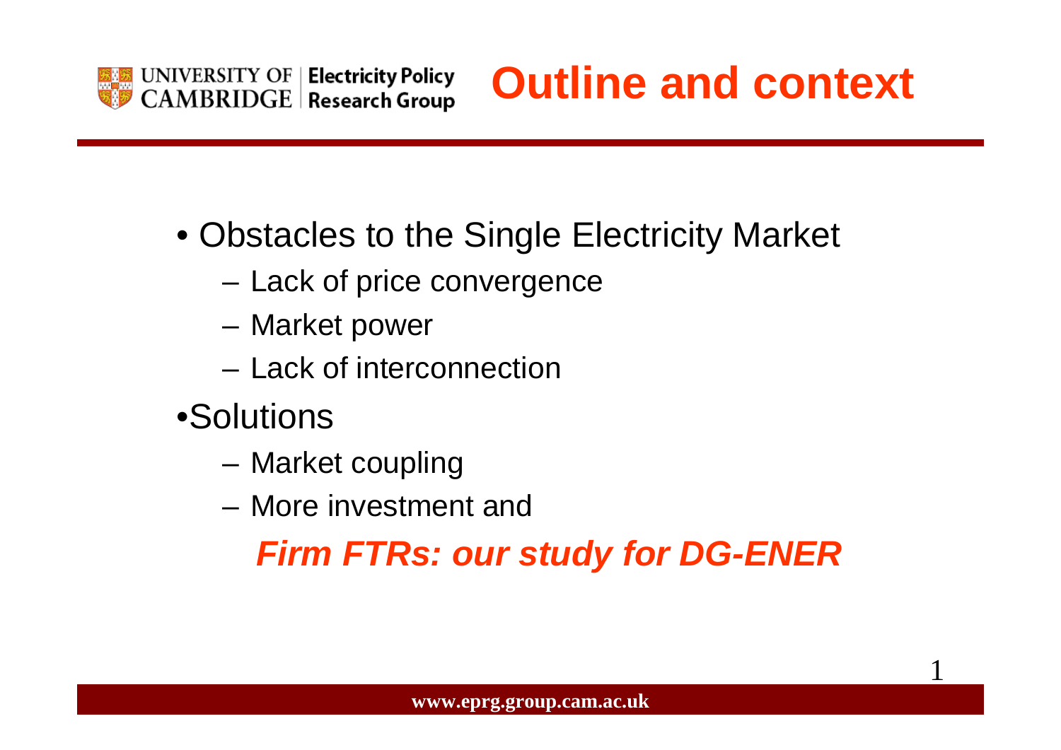# Outline and context

- Obstacles to the Single Electricity Market
  - Lack of price convergence
  - Market power
  - Lack of interconnection
- Solutions
  - Market coupling
  - More investment and

    ***Firm FTRs: our study for DG-ENER***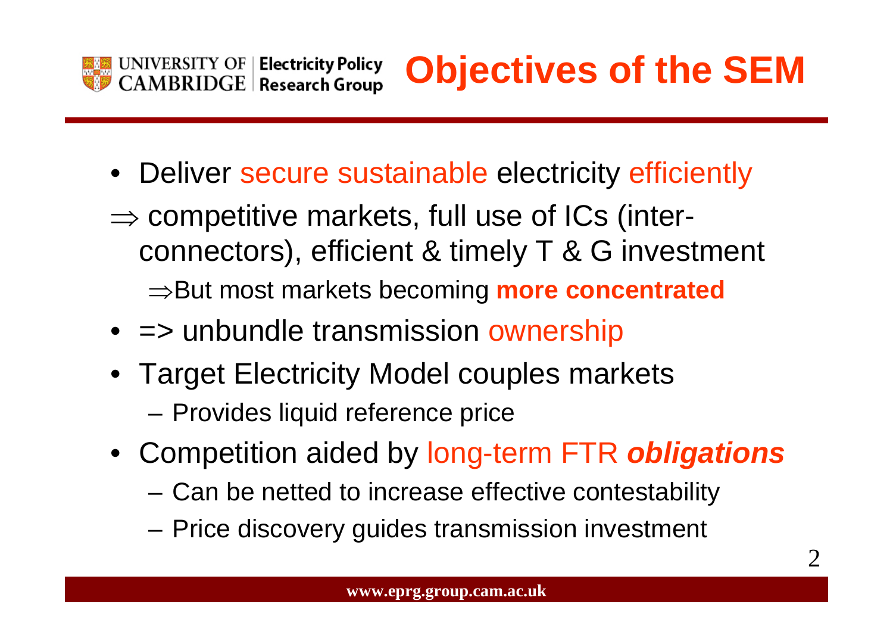# Objectives of the SEM

- Deliver secure sustainable electricity efficiently
- $\Rightarrow$ competitive markets, full use of ICs (inter-connectors), efficient & timely T & G investment
  - $\Rightarrow$But most markets becoming **more concentrated**
- => unbundle transmission ownership
- Target Electricity Model couples markets
  - Provides liquid reference price
- Competition aided by long-term FTR ***obligations***
  - Can be netted to increase effective contestability
  - Price discovery guides transmission investment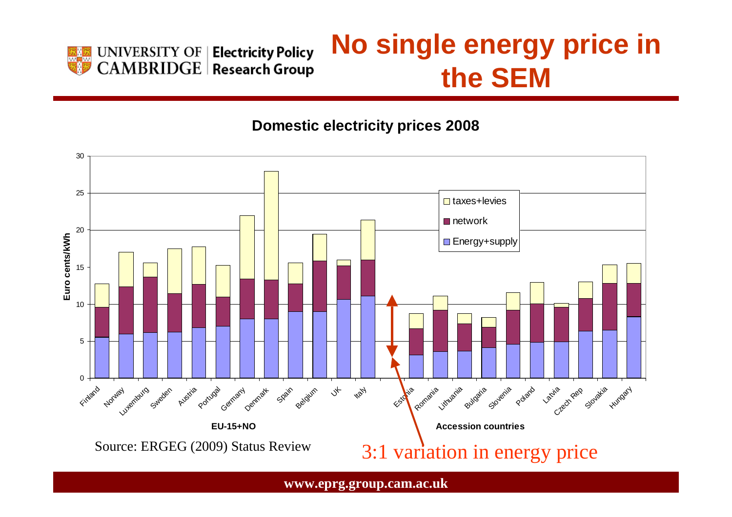# No single energy price in the SEM

**Domestic electricity prices 2008**

Euro cents/kWh

Legend: taxes+levies; network; Energy+supply

EU-15+NO: Finland, Norway, Luxemburg, Sweden, Austria, Portugal, Germany, Denmark, Spain, Belgium, UK, Italy

Accession countries: Estonia, Romania, Lithuania, Bulgaria, Slovenia, Poland, Latvia, Czech Rep, Slovakia, Hungary

Source: ERGEG (2009) Status Review

3:1 variation in energy price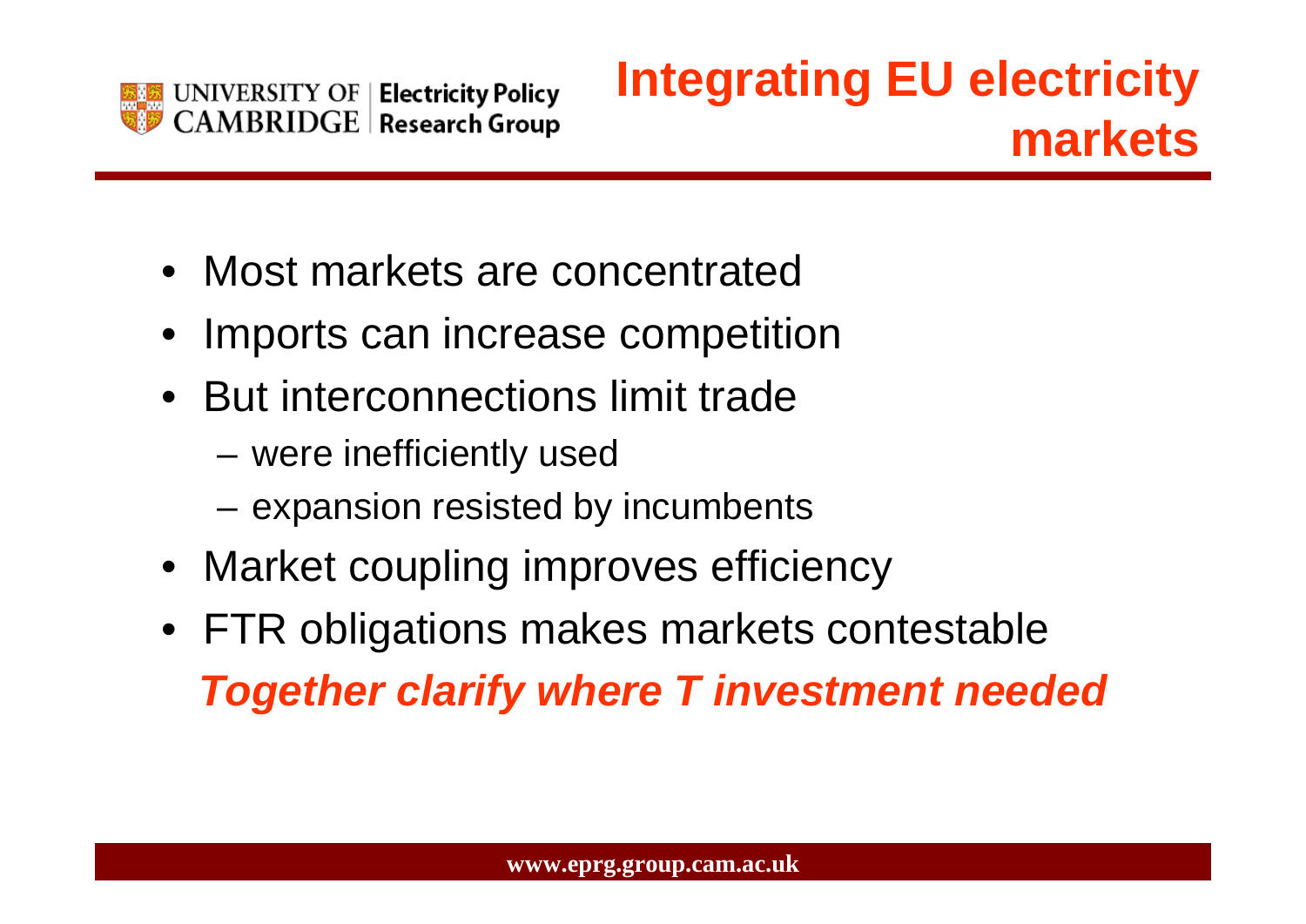# Integrating EU electricity markets

- Most markets are concentrated
- Imports can increase competition
- But interconnections limit trade
  - were inefficiently used
  - expansion resisted by incumbents
- Market coupling improves efficiency
- FTR obligations makes markets contestable

***Together clarify where T investment needed***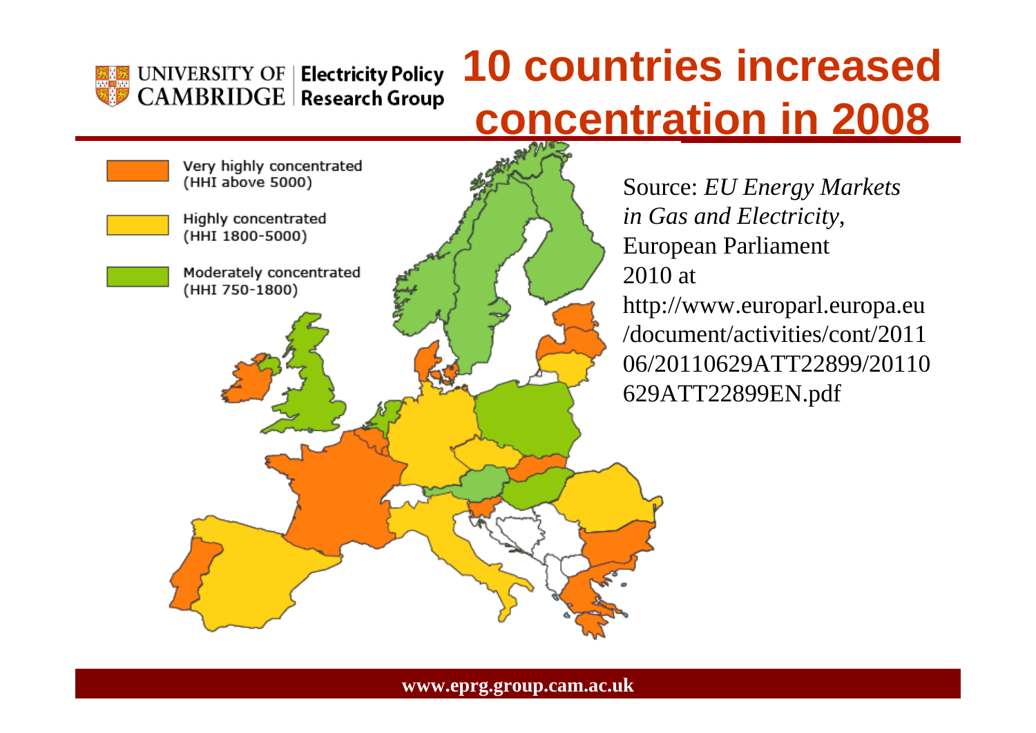# 10 countries increased concentration in 2008

Very highly concentrated (HHI above 5000)

Highly concentrated (HHI 1800-5000)

Moderately concentrated (HHI 750-1800)

Source: *EU Energy Markets in Gas and Electricity*, European Parliament 2010 at http://www.europarl.europa.eu/document/activities/cont/201106/20110629ATT22899/20110629ATT22899EN.pdf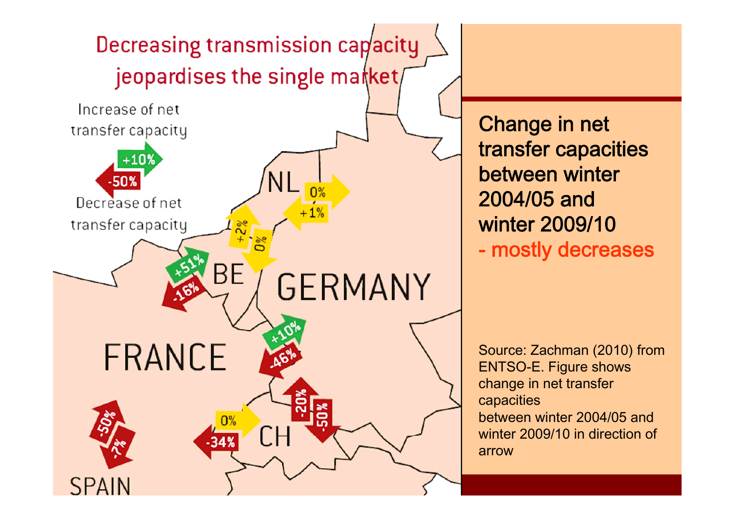# Decreasing transmission capacity jeopardises the single market

Increase of net transfer capacity: +10%

Decrease of net transfer capacity: -50%

NL: 0%, +1%, +2%, 0%

BE: +51%, -16%

GERMANY

FRANCE: +10%, -46%

CH: 0%, -34%, -20%, -50%

SPAIN: -50%, -7%

**Change in net transfer capacities between winter 2004/05 and winter 2009/10**
**- mostly decreases**

Source: Zachman (2010) from ENTSO-E. Figure shows change in net transfer capacities between winter 2004/05 and winter 2009/10 in direction of arrow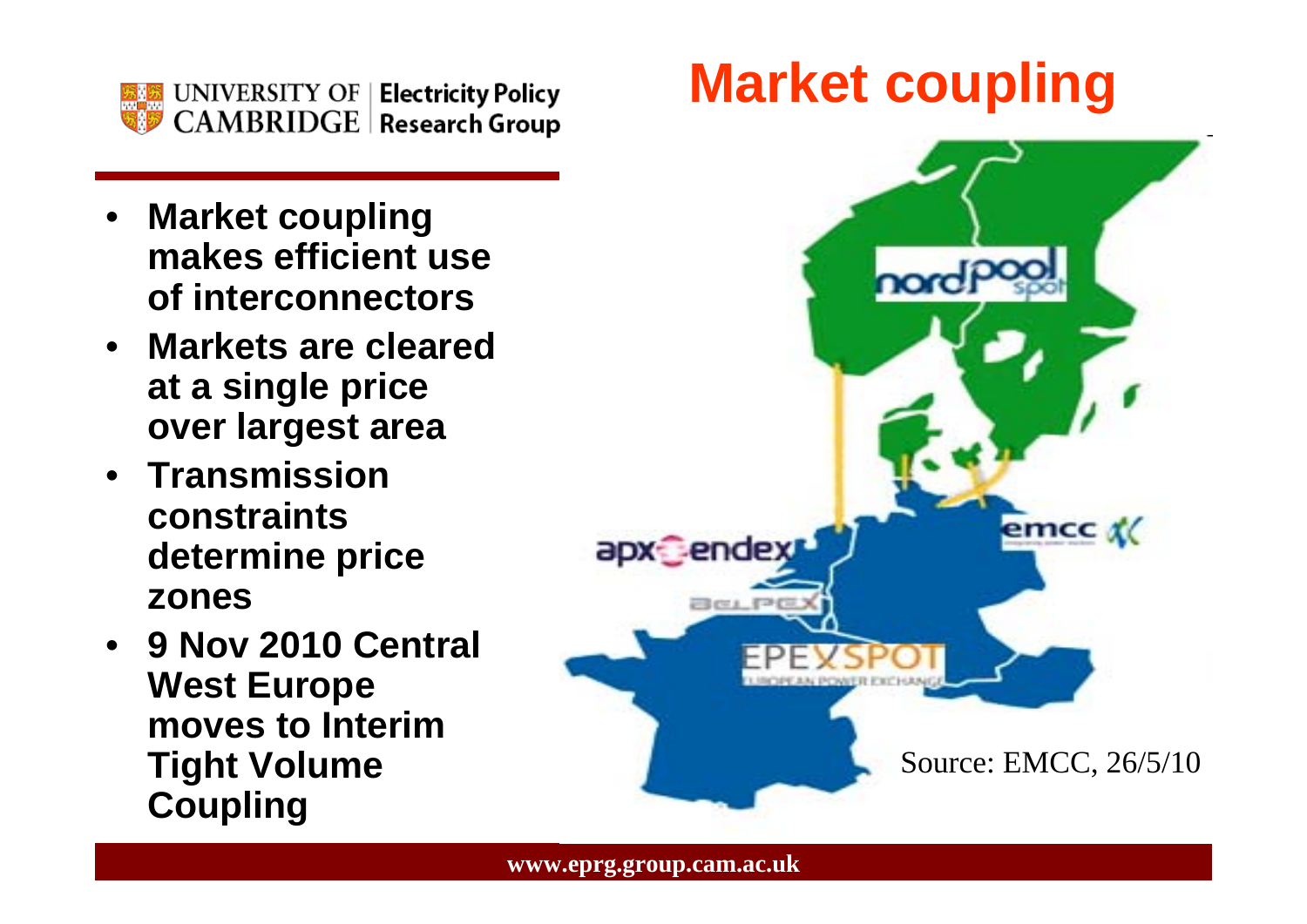# Market coupling

- **Market coupling makes efficient use of interconnectors**
- **Markets are cleared at a single price over largest area**
- **Transmission constraints determine price zones**
- **9 Nov 2010 Central West Europe moves to Interim Tight Volume Coupling**

Source: EMCC, 26/5/10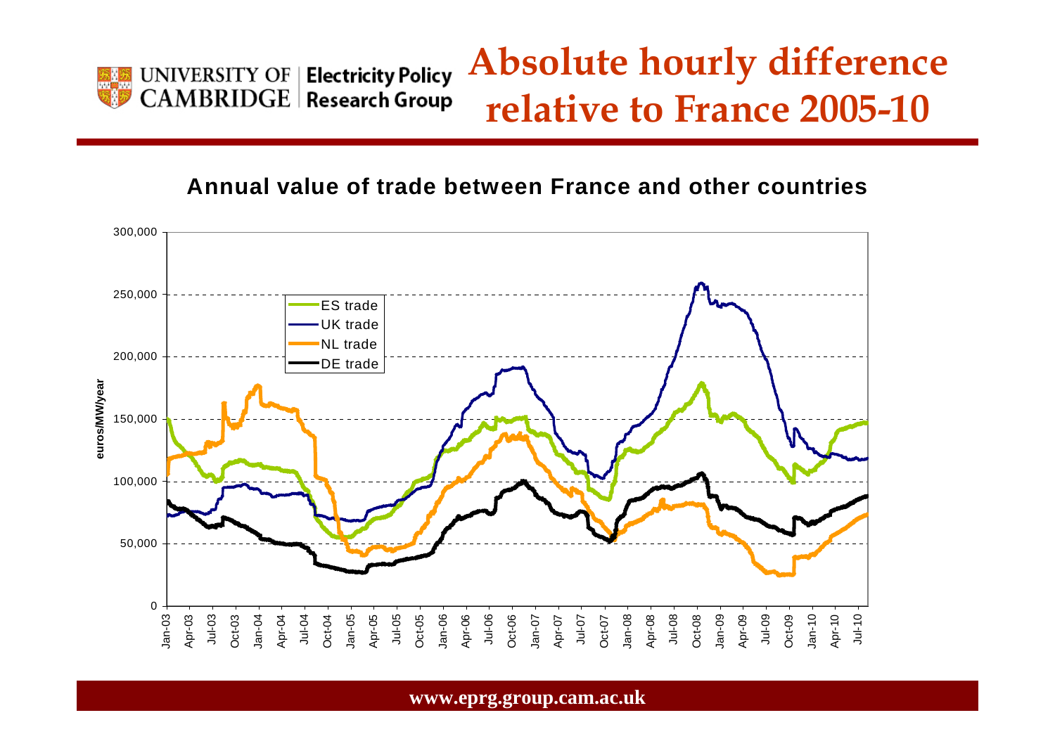# Absolute hourly difference relative to France 2005-10

**Annual value of trade between France and other countries**

euros/MW/year

300,000
250,000
200,000
150,000
100,000
50,000
0

- ES trade
- UK trade
- NL trade
- DE trade

Jan-03, Apr-03, Jul-03, Oct-03, Jan-04, Apr-04, Jul-04, Oct-04, Jan-05, Apr-05, Jul-05, Oct-05, Jan-06, Apr-06, Jul-06, Oct-06, Jan-07, Apr-07, Jul-07, Oct-07, Jan-08, Apr-08, Jul-08, Oct-08, Jan-09, Apr-09, Jul-09, Oct-09, Jan-10, Apr-10, Jul-10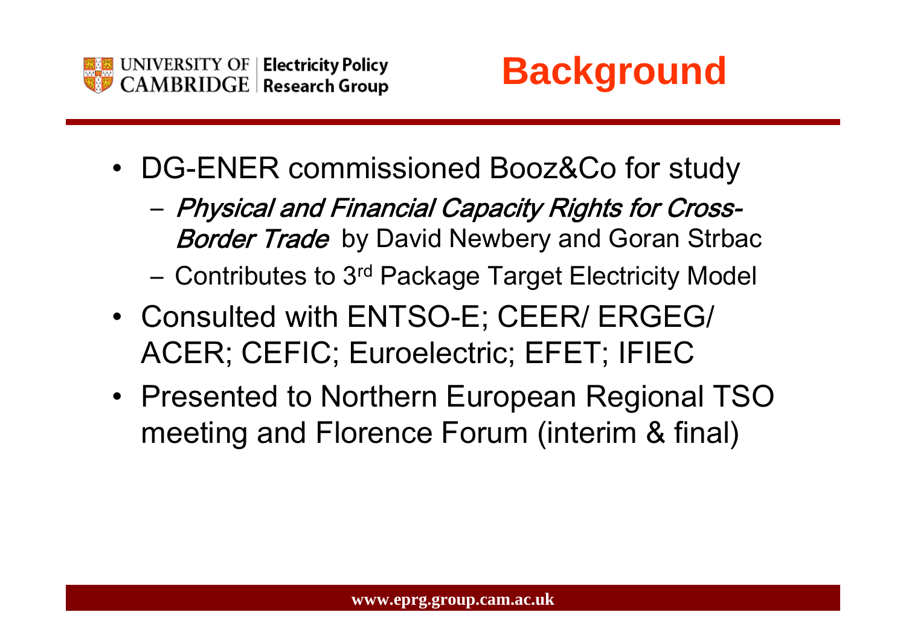# Background

- DG-ENER commissioned Booz&Co for study
  - *Physical and Financial Capacity Rights for Cross-Border Trade* by David Newbery and Goran Strbac
  - Contributes to 3rd Package Target Electricity Model
- Consulted with ENTSO-E; CEER/ ERGEG/ ACER; CEFIC; Euroelectric; EFET; IFIEC
- Presented to Northern European Regional TSO meeting and Florence Forum (interim & final)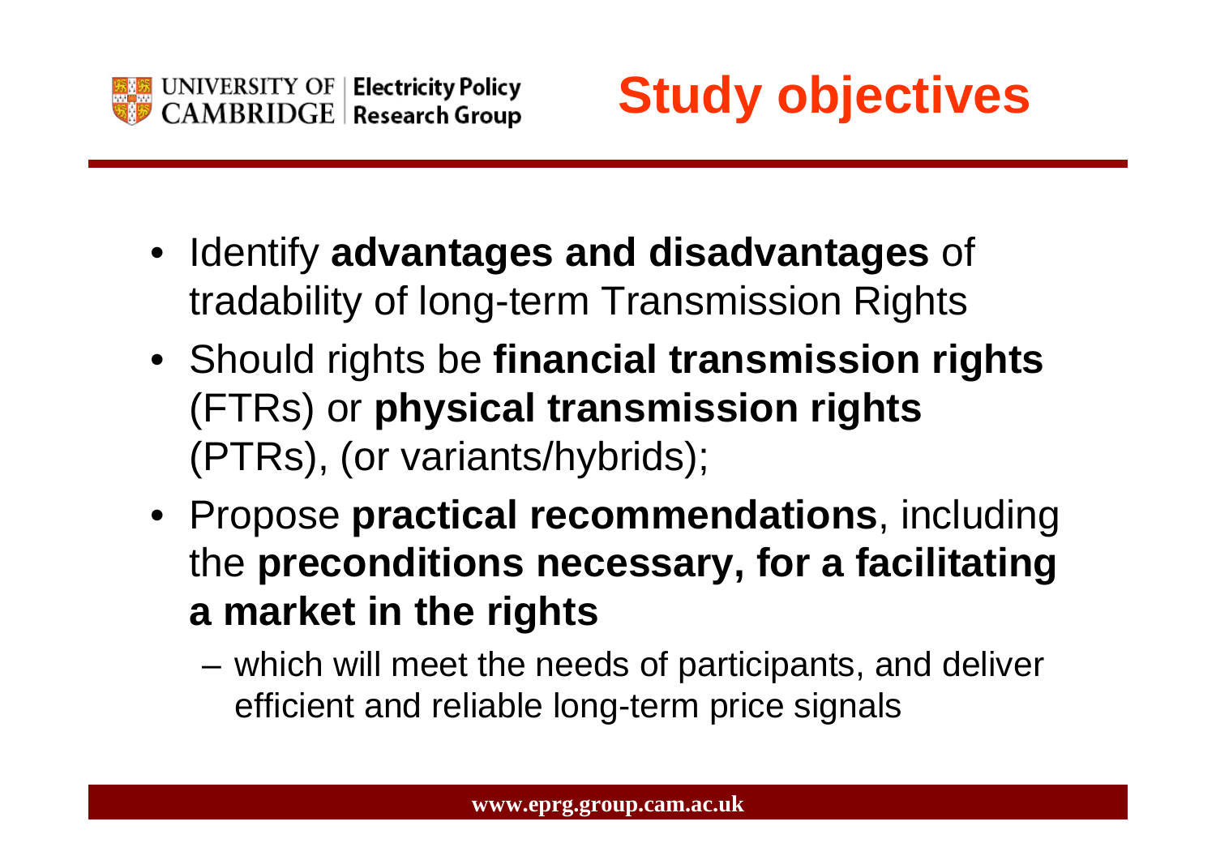# Study objectives

- Identify **advantages and disadvantages** of tradability of long-term Transmission Rights
- Should rights be **financial transmission rights** (FTRs) or **physical transmission rights** (PTRs), (or variants/hybrids);
- Propose **practical recommendations**, including the **preconditions necessary, for a facilitating a market in the rights**
  - which will meet the needs of participants, and deliver efficient and reliable long-term price signals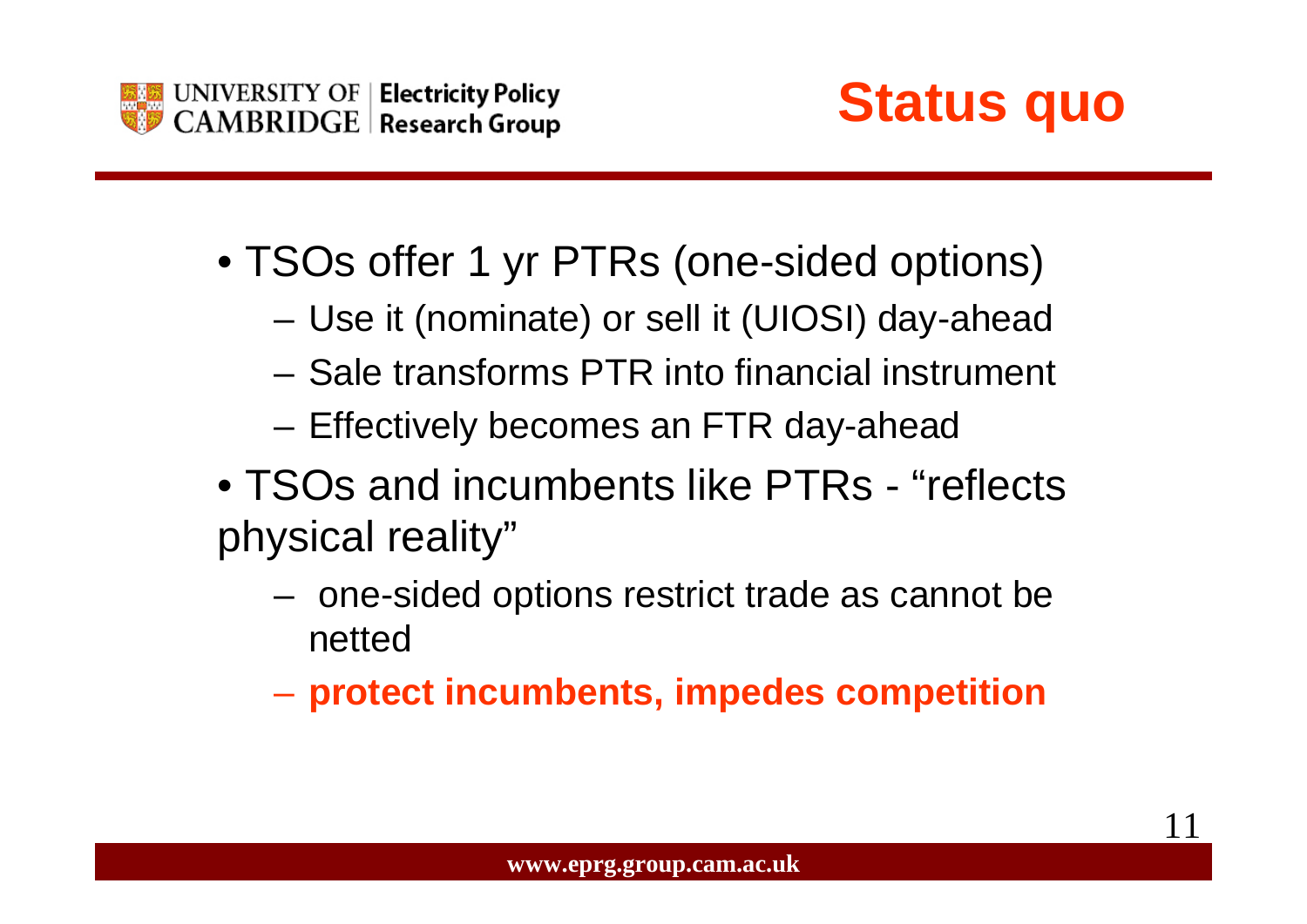# Status quo

- TSOs offer 1 yr PTRs (one-sided options)
  - Use it (nominate) or sell it (UIOSI) day-ahead
  - Sale transforms PTR into financial instrument
  - Effectively becomes an FTR day-ahead
- TSOs and incumbents like PTRs - "reflects physical reality"
  - one-sided options restrict trade as cannot be netted
  - **protect incumbents, impedes competition**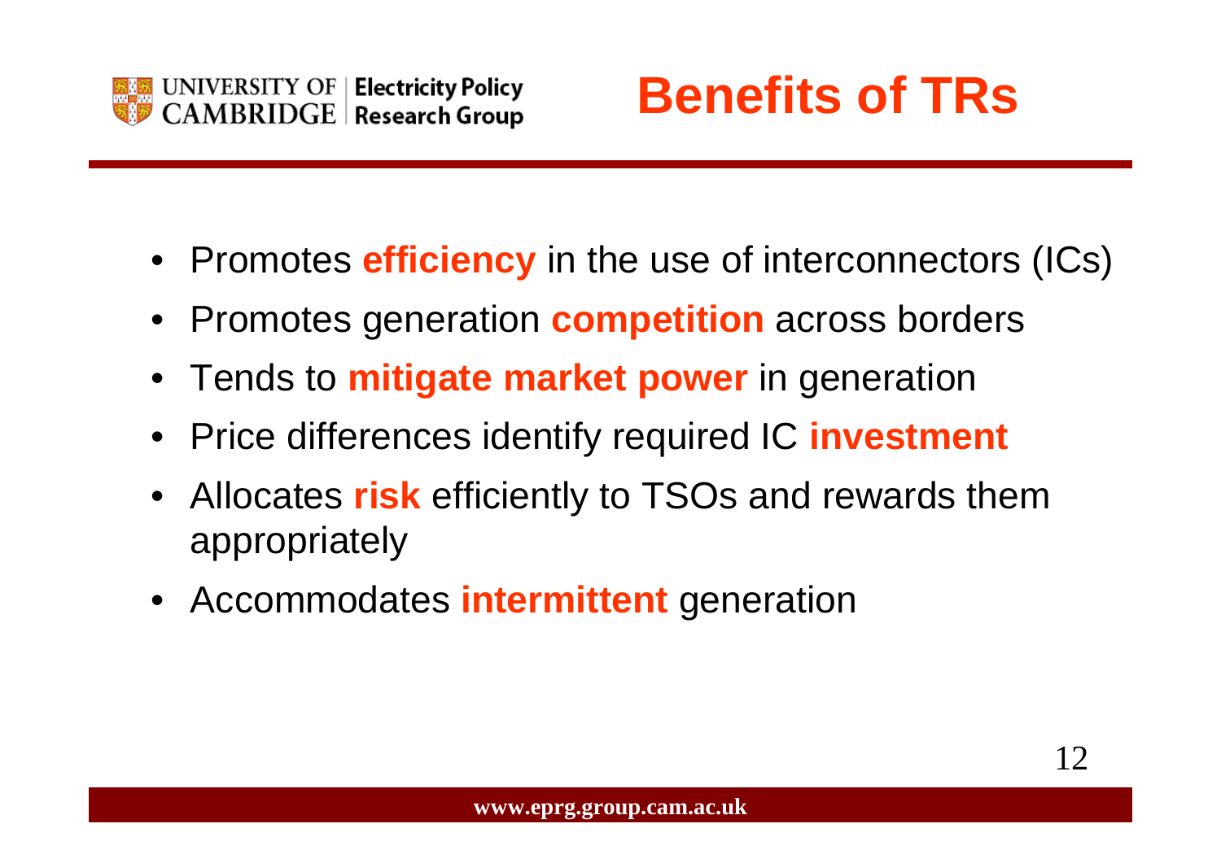# Benefits of TRs

- Promotes **efficiency** in the use of interconnectors (ICs)
- Promotes generation **competition** across borders
- Tends to **mitigate market power** in generation
- Price differences identify required IC **investment**
- Allocates **risk** efficiently to TSOs and rewards them appropriately
- Accommodates **intermittent** generation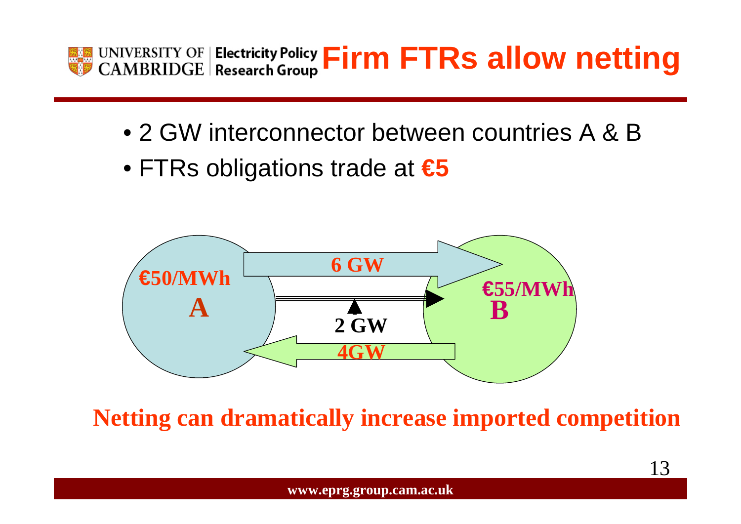# Firm FTRs allow netting

- 2 GW interconnector between countries A & B
- FTRs obligations trade at **€5**

€50/MWh

A

6 GW

2 GW

4GW

€55/MWh

B

**Netting can dramatically increase imported competition**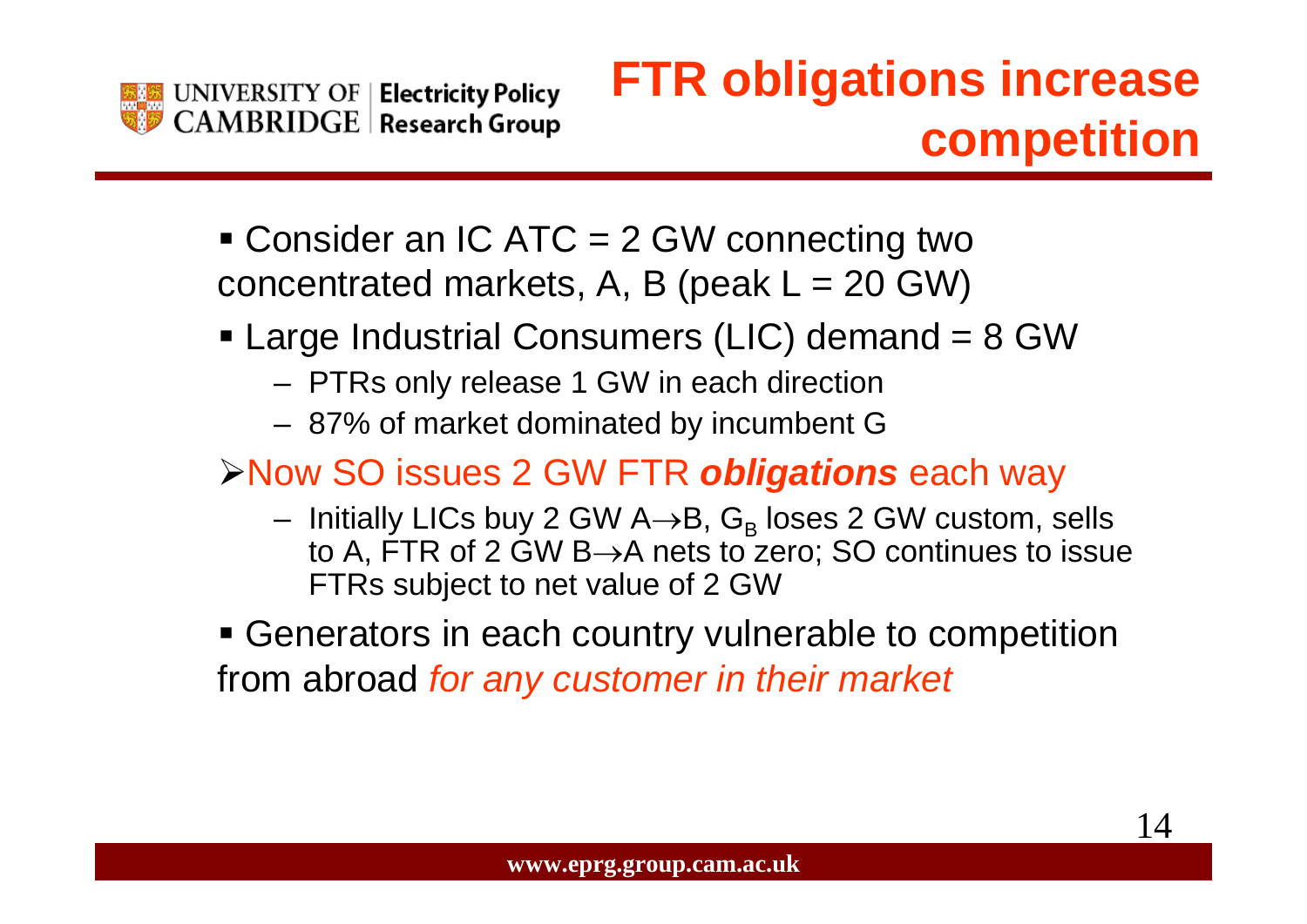# FTR obligations increase competition

- Consider an IC ATC = 2 GW connecting two concentrated markets, A, B (peak L = 20 GW)
- Large Industrial Consumers (LIC) demand = 8 GW
  - PTRs only release 1 GW in each direction
  - 87% of market dominated by incumbent G

➢ Now SO issues 2 GW FTR ***obligations*** each way

  - Initially LICs buy 2 GW A→B, $G_B$ loses 2 GW custom, sells to A, FTR of 2 GW B→A nets to zero; SO continues to issue FTRs subject to net value of 2 GW

- Generators in each country vulnerable to competition from abroad *for any customer in their market*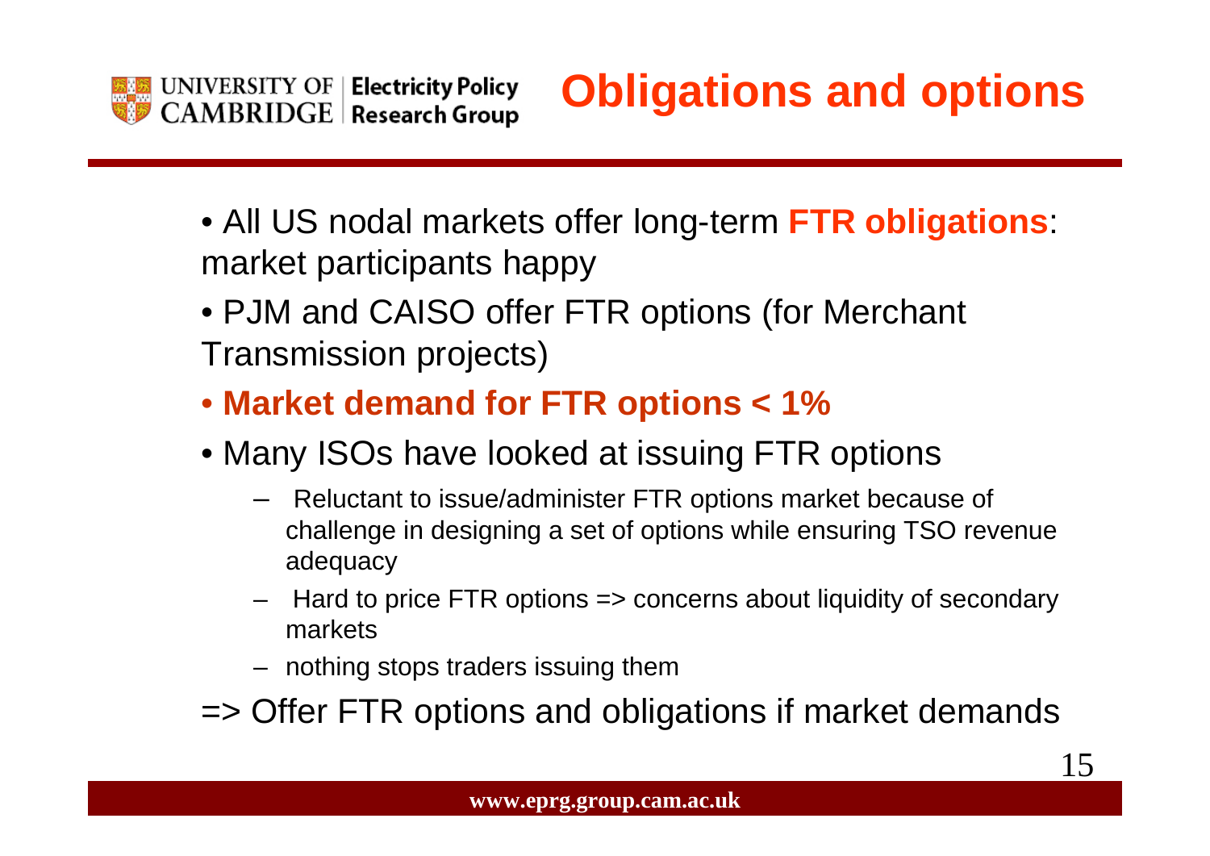# Obligations and options

- All US nodal markets offer long-term **FTR obligations**: market participants happy
- PJM and CAISO offer FTR options (for Merchant Transmission projects)
- **Market demand for FTR options < 1%**
- Many ISOs have looked at issuing FTR options
  - Reluctant to issue/administer FTR options market because of challenge in designing a set of options while ensuring TSO revenue adequacy
  - Hard to price FTR options => concerns about liquidity of secondary markets
  - nothing stops traders issuing them

=> Offer FTR options and obligations if market demands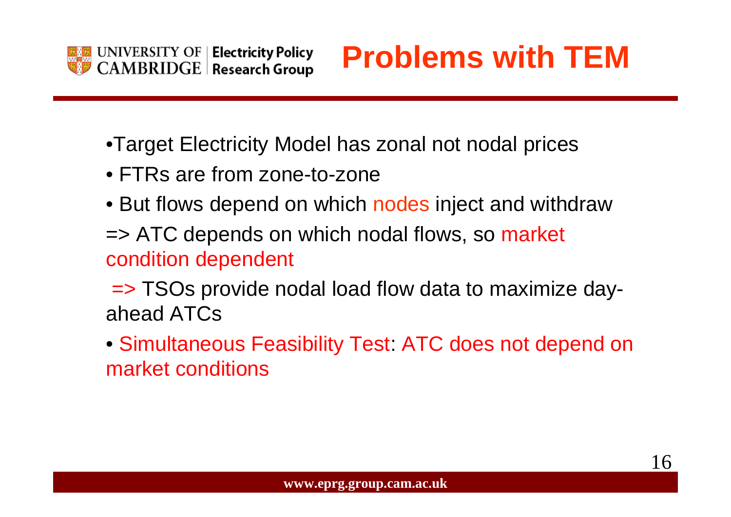# Problems with TEM

- Target Electricity Model has zonal not nodal prices
- FTRs are from zone-to-zone
- But flows depend on which nodes inject and withdraw

=> ATC depends on which nodal flows, so market condition dependent

=> TSOs provide nodal load flow data to maximize day-ahead ATCs

- Simultaneous Feasibility Test: ATC does not depend on market conditions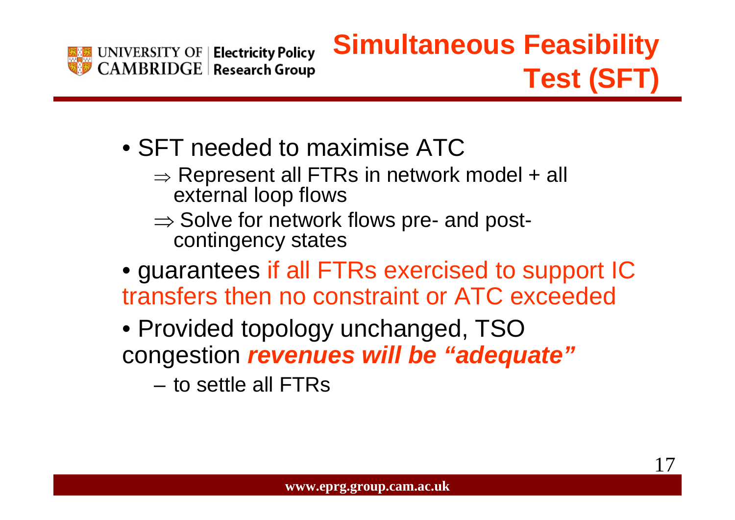# Simultaneous Feasibility Test (SFT)

- SFT needed to maximise ATC
  - ⇒ Represent all FTRs in network model + all external loop flows
  - ⇒ Solve for network flows pre- and post-contingency states
- guarantees if all FTRs exercised to support IC transfers then no constraint or ATC exceeded
- Provided topology unchanged, TSO congestion ***revenues will be "adequate"***
  - to settle all FTRs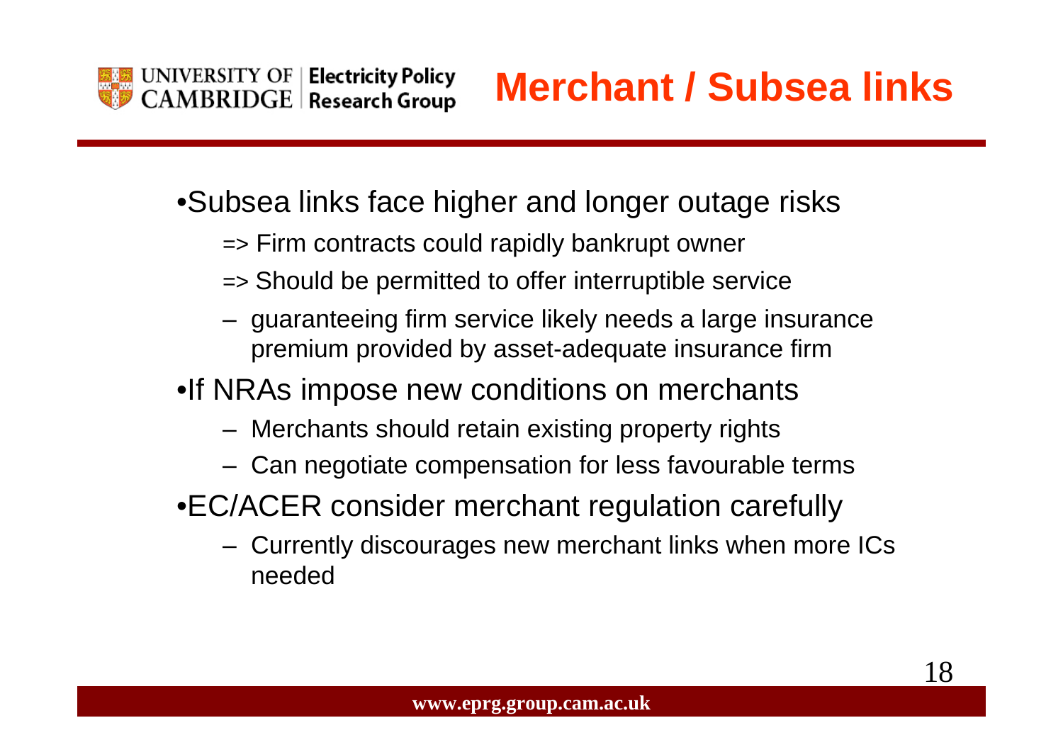# Merchant / Subsea links

- Subsea links face higher and longer outage risks
  - => Firm contracts could rapidly bankrupt owner
  - => Should be permitted to offer interruptible service
  - – guaranteeing firm service likely needs a large insurance premium provided by asset-adequate insurance firm
- If NRAs impose new conditions on merchants
  - – Merchants should retain existing property rights
  - – Can negotiate compensation for less favourable terms
- EC/ACER consider merchant regulation carefully
  - – Currently discourages new merchant links when more ICs needed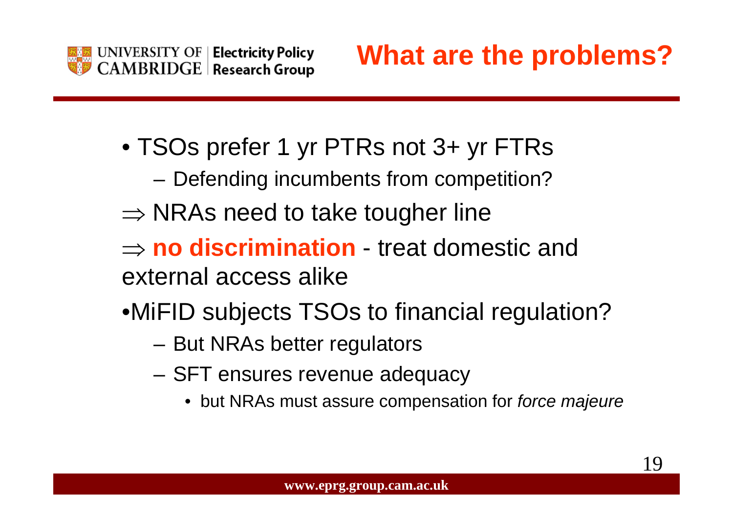# What are the problems?

- TSOs prefer 1 yr PTRs not 3+ yr FTRs
  - Defending incumbents from competition?

$\Rightarrow$ NRAs need to take tougher line

$\Rightarrow$ **no discrimination** - treat domestic and external access alike

- MiFID subjects TSOs to financial regulation?
  - But NRAs better regulators
  - SFT ensures revenue adequacy
    - but NRAs must assure compensation for *force majeure*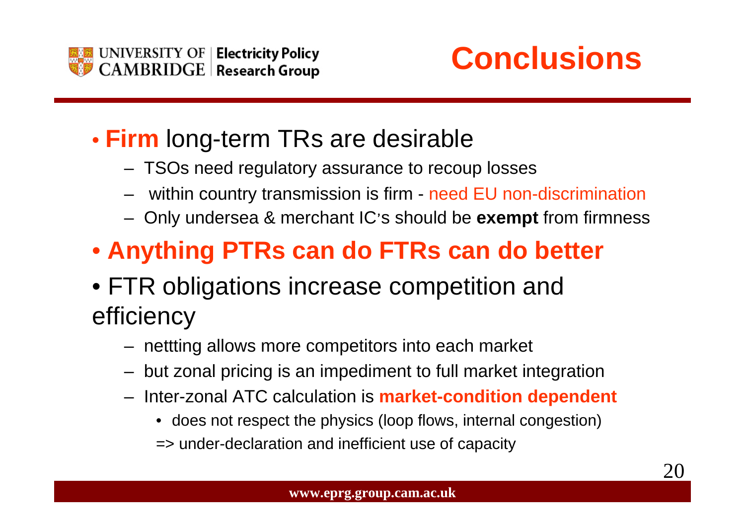# Conclusions

- **Firm** long-term TRs are desirable
  - TSOs need regulatory assurance to recoup losses
  - within country transmission is firm - need EU non-discrimination
  - Only undersea & merchant IC's should be **exempt** from firmness
- **Anything PTRs can do FTRs can do better**
- FTR obligations increase competition and efficiency
  - nettting allows more competitors into each market
  - but zonal pricing is an impediment to full market integration
  - Inter-zonal ATC calculation is **market-condition dependent**
    - does not respect the physics (loop flows, internal congestion)

    => under-declaration and inefficient use of capacity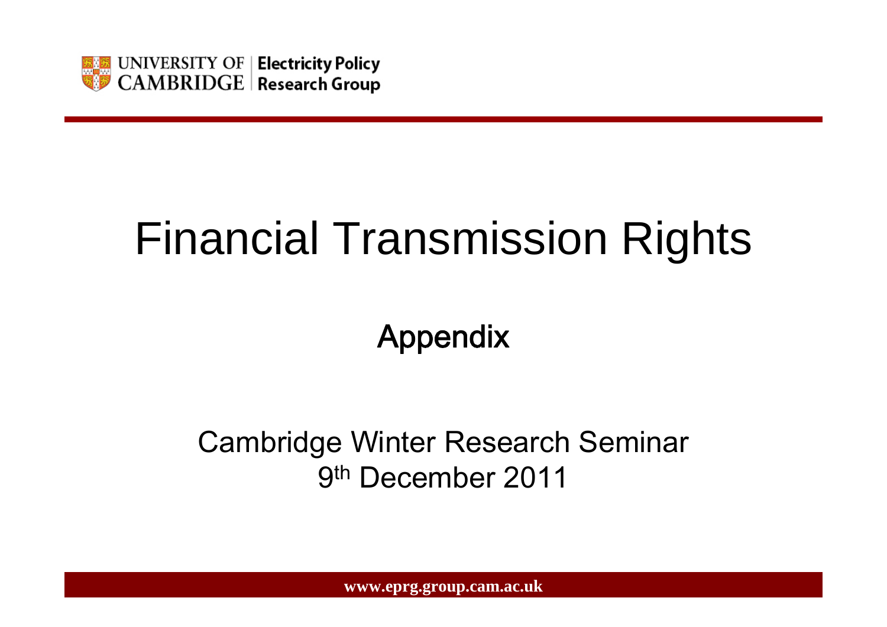# Financial Transmission Rights

## Appendix

Cambridge Winter Research Seminar
9th December 2011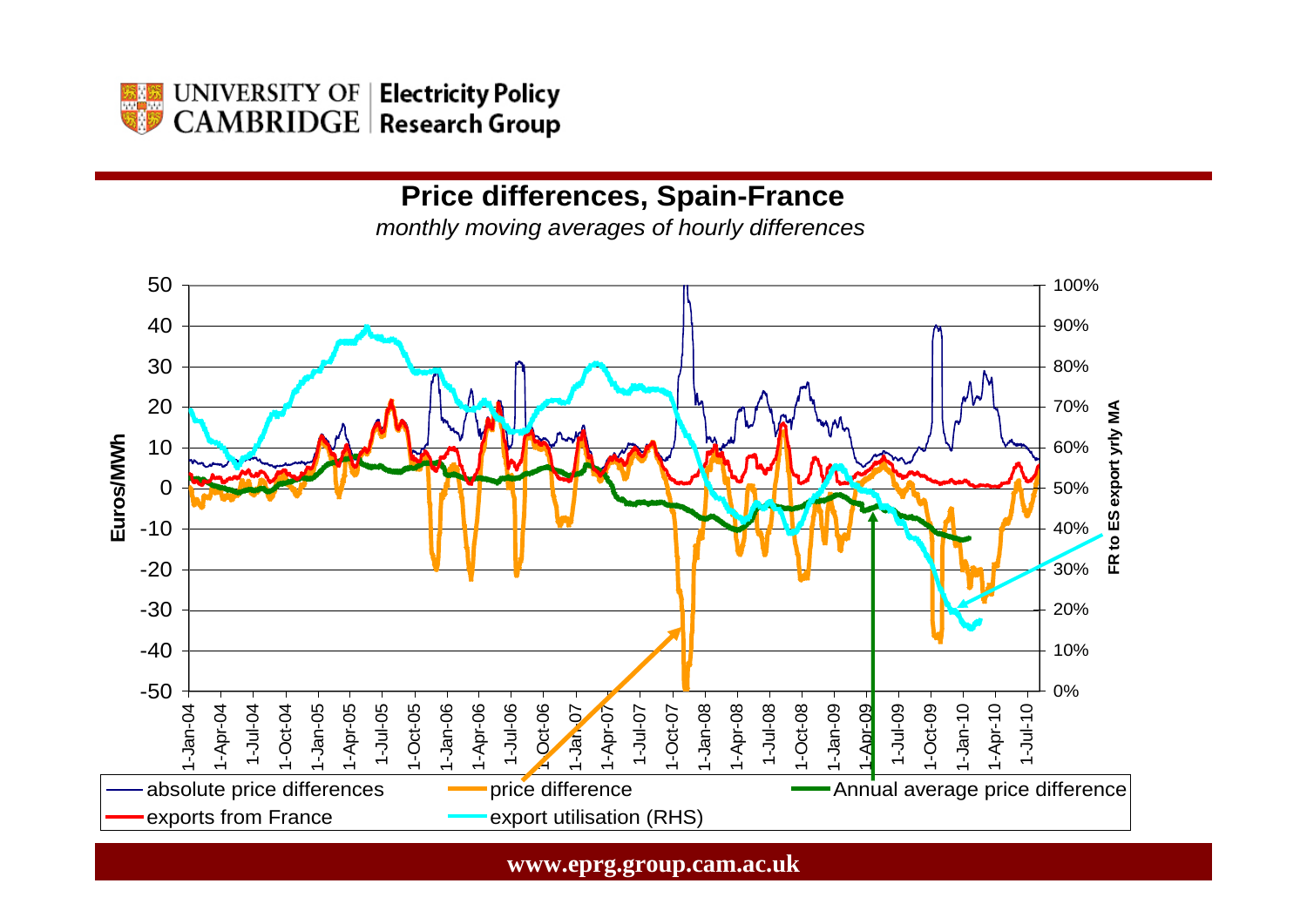## Price differences, Spain-France

*monthly moving averages of hourly differences*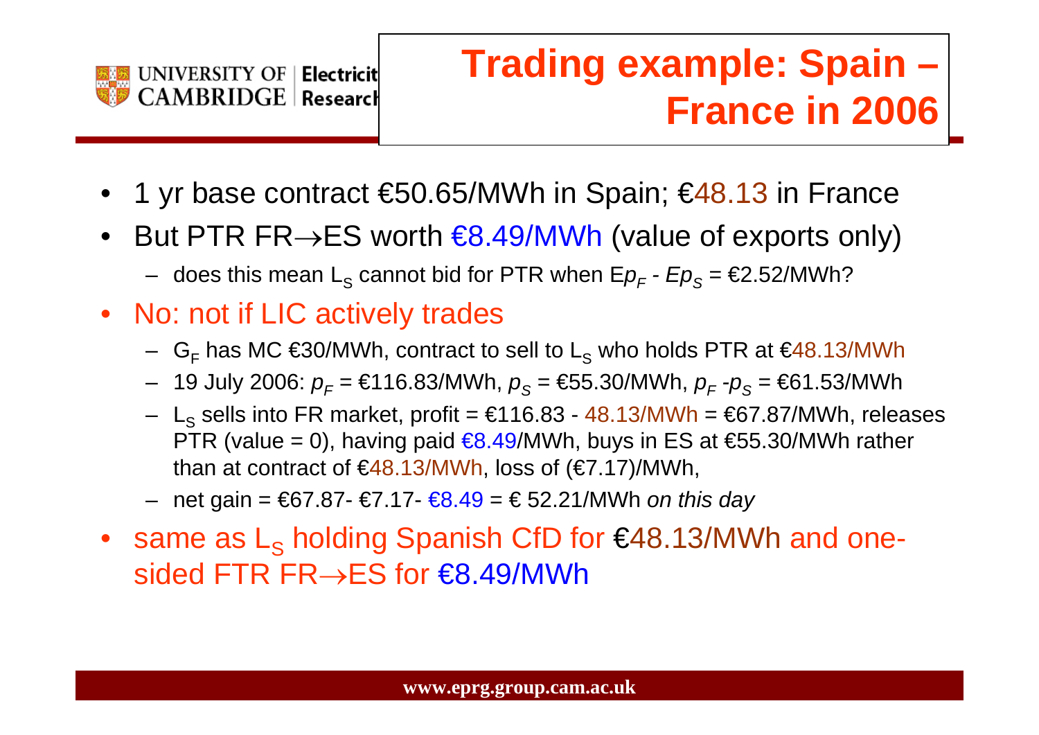# Trading example: Spain – France in 2006

- 1 yr base contract €50.65/MWh in Spain; €48.13 in France
- But PTR FR→ES worth €8.49/MWh (value of exports only)
  - does this mean $L_S$ cannot bid for PTR when $Ep_F$ - $Ep_S$ = €2.52/MWh?
- No: not if LIC actively trades
  - $G_F$ has MC €30/MWh, contract to sell to $L_S$ who holds PTR at €48.13/MWh
  - 19 July 2006: $p_F$ = €116.83/MWh, $p_S$ = €55.30/MWh, $p_F$ -$p_S$ = €61.53/MWh
  - $L_S$ sells into FR market, profit = €116.83 - 48.13/MWh = €67.87/MWh, releases PTR (value = 0), having paid €8.49/MWh, buys in ES at €55.30/MWh rather than at contract of €48.13/MWh, loss of (€7.17)/MWh,
  - net gain = €67.87- €7.17- €8.49 = € 52.21/MWh *on this day*
- same as $L_S$ holding Spanish CfD for €48.13/MWh and one-sided FTR FR→ES for €8.49/MWh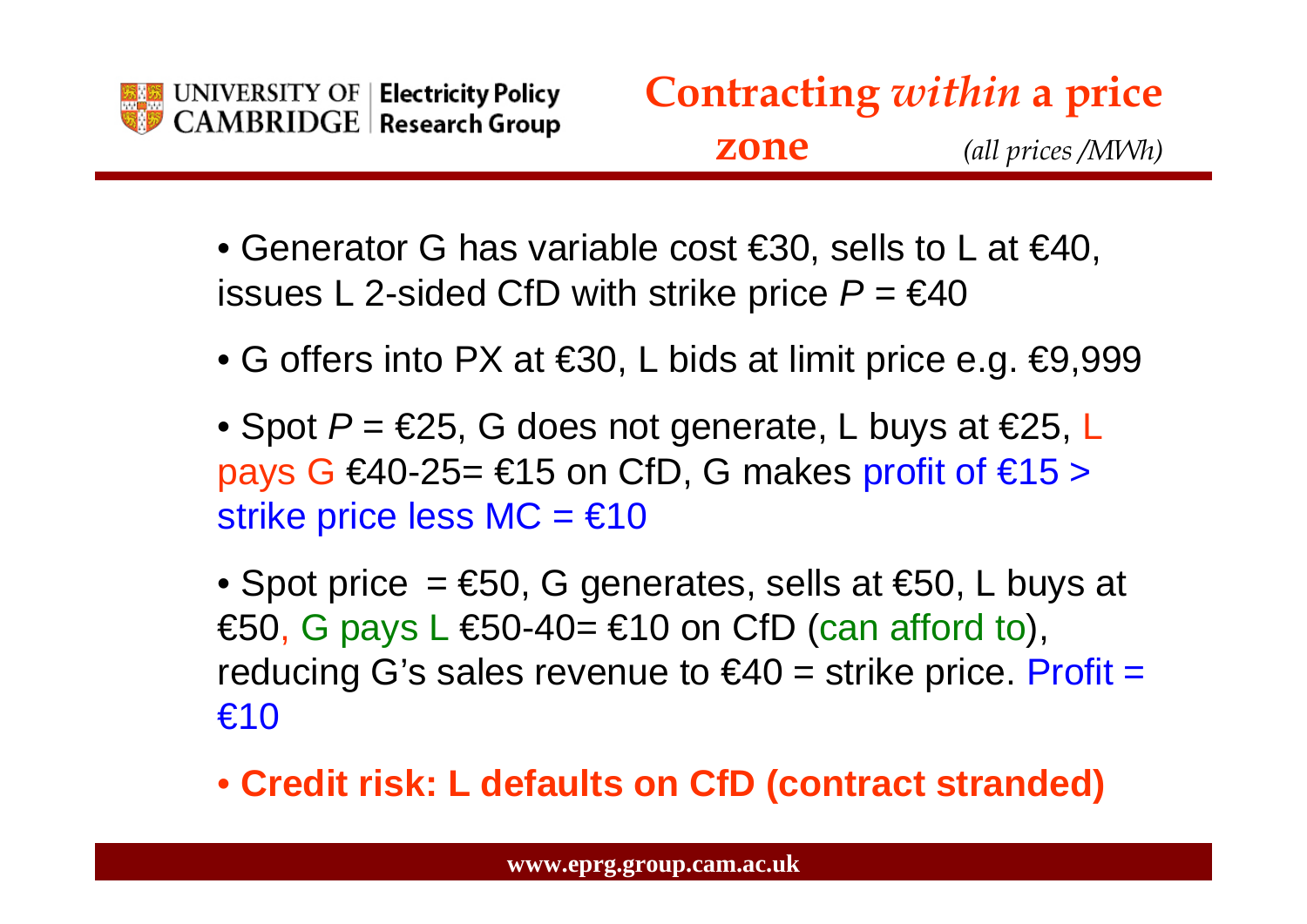## Contracting *within* a price zone

*(all prices /MWh)*

- Generator G has variable cost €30, sells to L at €40, issues L 2-sided CfD with strike price $P$ = €40
- G offers into PX at €30, L bids at limit price e.g. €9,999
- Spot $P$ = €25, G does not generate, L buys at €25, L pays G €40-25= €15 on CfD, G makes profit of €15 > strike price less MC = €10
- Spot price = €50, G generates, sells at €50, L buys at €50, G pays L €50-40= €10 on CfD (can afford to), reducing G's sales revenue to €40 = strike price. Profit = €10
- **Credit risk: L defaults on CfD (contract stranded)**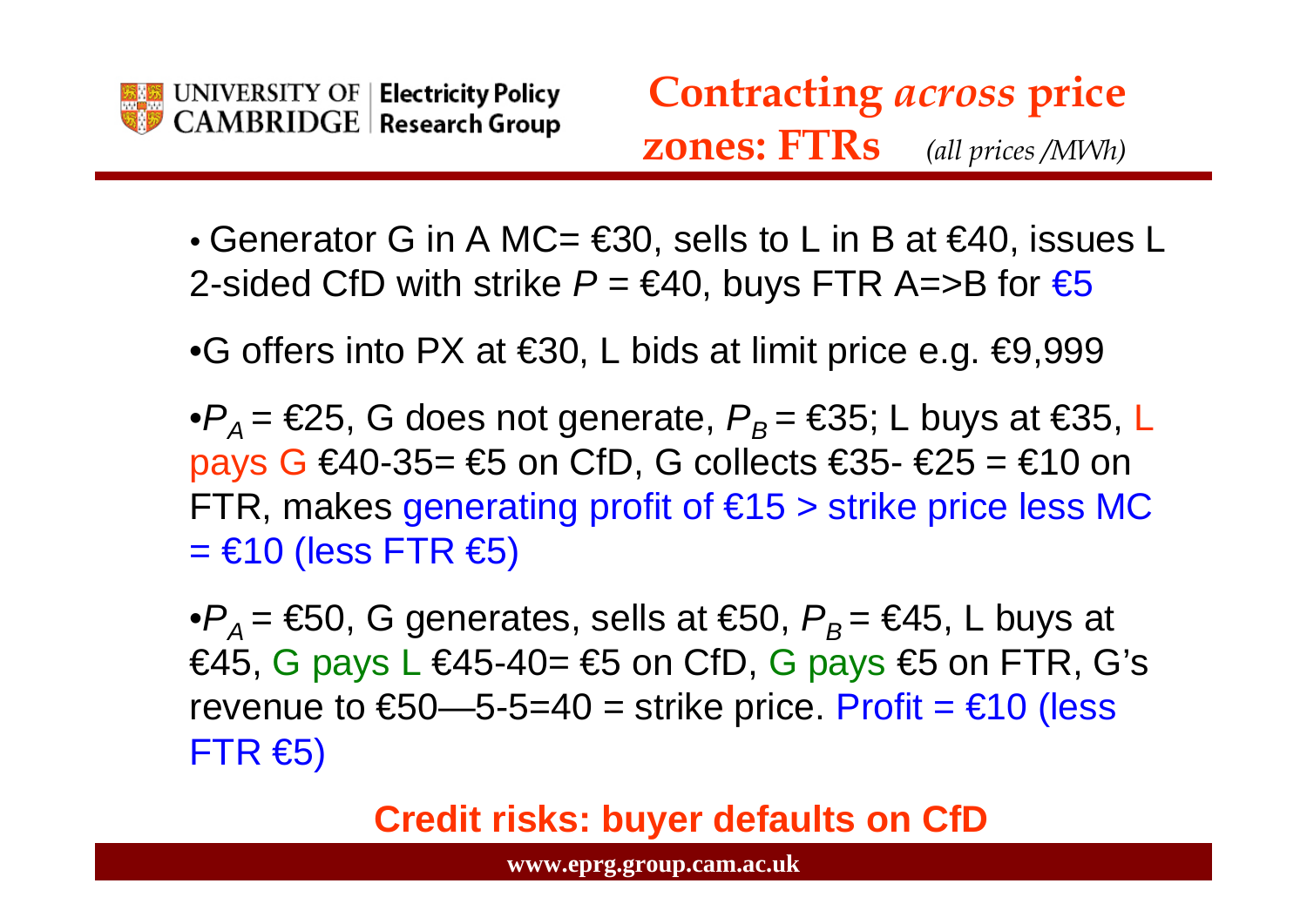# Contracting *across* price zones: FTRs *(all prices /MWh)*

- Generator G in A MC= €30, sells to L in B at €40, issues L 2-sided CfD with strike $P$ = €40, buys FTR A=>B for €5
- G offers into PX at €30, L bids at limit price e.g. €9,999
- $P_A$ = €25, G does not generate, $P_B$ = €35; L buys at €35, L pays G €40-35= €5 on CfD, G collects €35- €25 = €10 on FTR, makes generating profit of €15 > strike price less MC = €10 (less FTR €5)
- $P_A$ = €50, G generates, sells at €50, $P_B$ = €45, L buys at €45, G pays L €45-40= €5 on CfD, G pays €5 on FTR, G's revenue to €50—5-5=40 = strike price. Profit = €10 (less FTR €5)

**Credit risks: buyer defaults on CfD**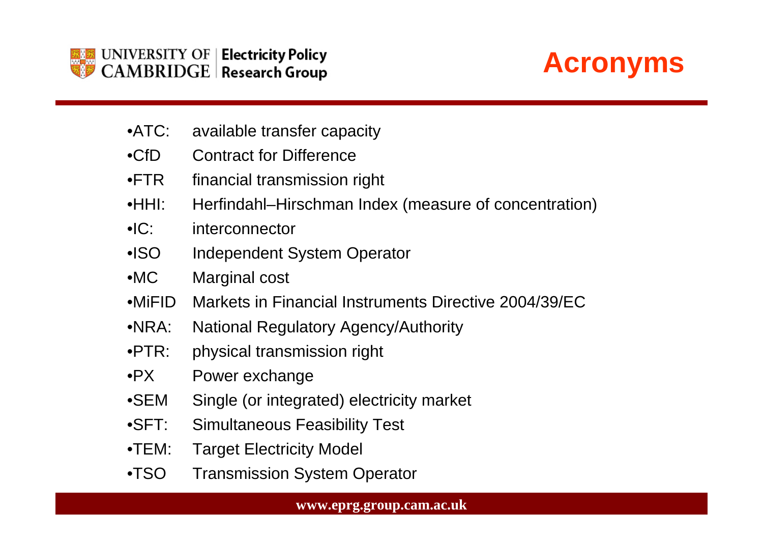# Acronyms

- ATC: available transfer capacity
- CfD Contract for Difference
- FTR financial transmission right
- HHI: Herfindahl–Hirschman Index (measure of concentration)
- IC: interconnector
- ISO Independent System Operator
- MC Marginal cost
- MiFID Markets in Financial Instruments Directive 2004/39/EC
- NRA: National Regulatory Agency/Authority
- PTR: physical transmission right
- PX Power exchange
- SEM Single (or integrated) electricity market
- SFT: Simultaneous Feasibility Test
- TEM: Target Electricity Model
- TSO Transmission System Operator